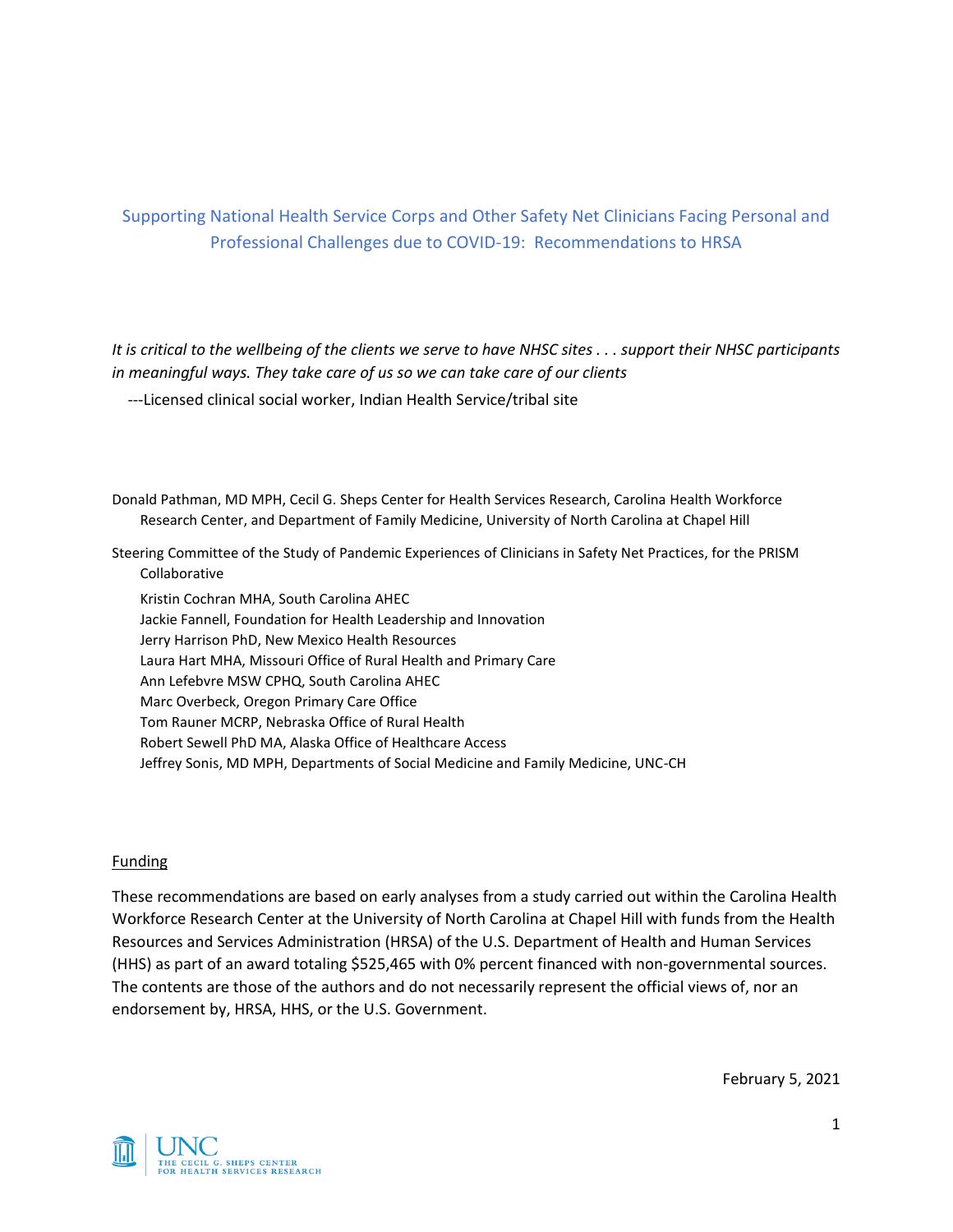# Supporting National Health Service Corps and Other Safety Net Clinicians Facing Personal and Professional Challenges due to COVID-19: Recommendations to HRSA

*It is critical to the wellbeing of the clients we serve to have NHSC sites . . . support their NHSC participants in meaningful ways. They take care of us so we can take care of our clients*

---Licensed clinical social worker, Indian Health Service/tribal site

Donald Pathman, MD MPH, Cecil G. Sheps Center for Health Services Research, Carolina Health Workforce Research Center, and Department of Family Medicine, University of North Carolina at Chapel Hill

Steering Committee of the Study of Pandemic Experiences of Clinicians in Safety Net Practices, for the PRISM Collaborative

- Kristin Cochran MHA, South Carolina AHEC
- Jackie Fannell, Foundation for Health Leadership and Innovation
- Jerry Harrison PhD, New Mexico Health Resources
- Laura Hart MHA, Missouri Office of Rural Health and Primary Care
- Ann Lefebvre MSW CPHQ, South Carolina AHEC
- Marc Overbeck, Oregon Primary Care Office
- Tom Rauner MCRP, Nebraska Office of Rural Health
- Robert Sewell PhD MA, Alaska Office of Healthcare Access
- Jeffrey Sonis, MD MPH, Departments of Social Medicine and Family Medicine, UNC-CH

## Funding

These recommendations are based on early analyses from a study carried out within the Carolina Health Workforce Research Center at the University of North Carolina at Chapel Hill with funds from the Health Resources and Services Administration (HRSA) of the U.S. Department of Health and Human Services (HHS) as part of an award totaling $525,465 with 0% percent financed with non-governmental sources. The contents are those of the authors and do not necessarily represent the official views of, nor an endorsement by, HRSA, HHS, or the U.S. Government.

February 5, 2021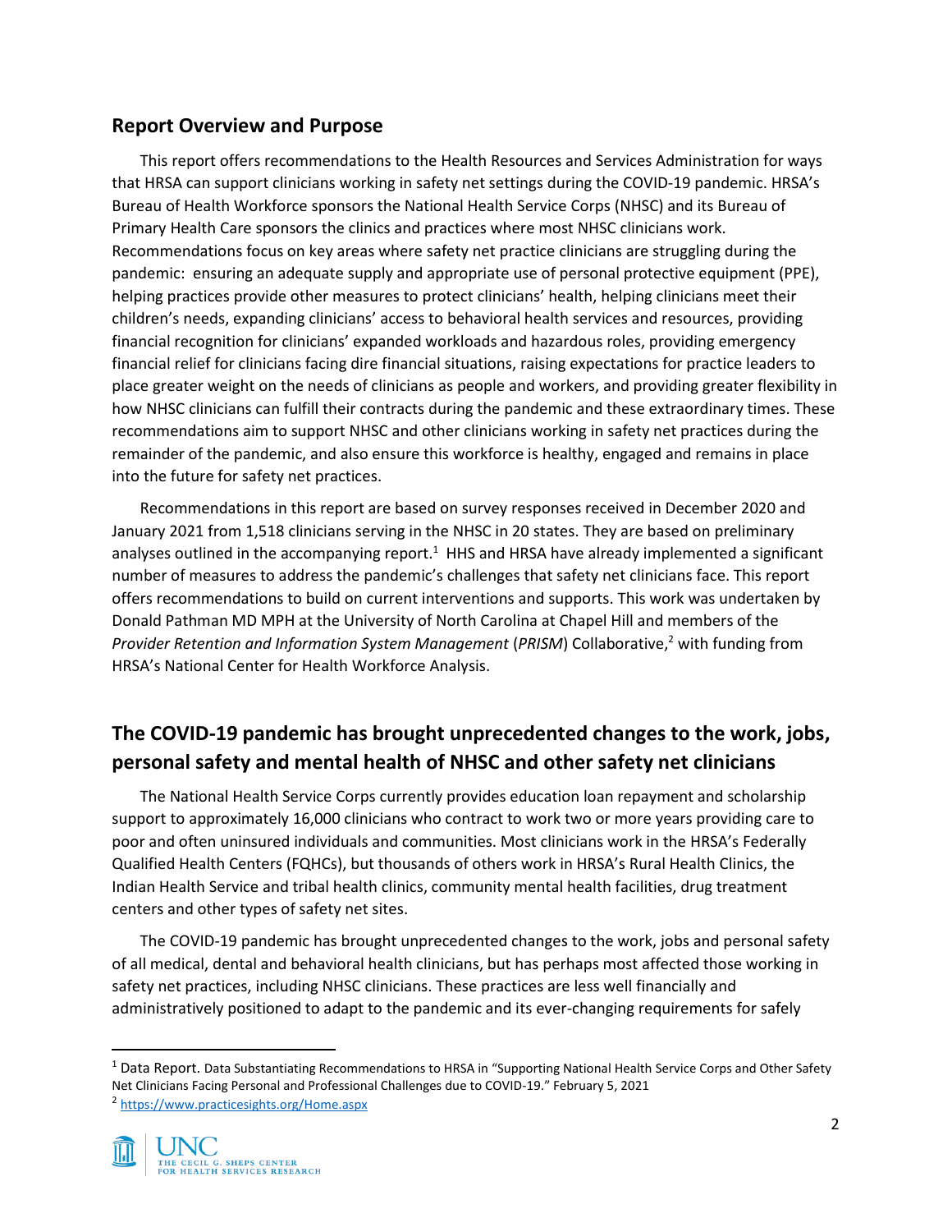## Report Overview and Purpose

This report offers recommendations to the Health Resources and Services Administration for ways that HRSA can support clinicians working in safety net settings during the COVID-19 pandemic. HRSA's Bureau of Health Workforce sponsors the National Health Service Corps (NHSC) and its Bureau of Primary Health Care sponsors the clinics and practices where most NHSC clinicians work. Recommendations focus on key areas where safety net practice clinicians are struggling during the pandemic: ensuring an adequate supply and appropriate use of personal protective equipment (PPE), helping practices provide other measures to protect clinicians' health, helping clinicians meet their children's needs, expanding clinicians' access to behavioral health services and resources, providing financial recognition for clinicians' expanded workloads and hazardous roles, providing emergency financial relief for clinicians facing dire financial situations, raising expectations for practice leaders to place greater weight on the needs of clinicians as people and workers, and providing greater flexibility in how NHSC clinicians can fulfill their contracts during the pandemic and these extraordinary times. These recommendations aim to support NHSC and other clinicians working in safety net practices during the remainder of the pandemic, and also ensure this workforce is healthy, engaged and remains in place into the future for safety net practices.

Recommendations in this report are based on survey responses received in December 2020 and January 2021 from 1,518 clinicians serving in the NHSC in 20 states. They are based on preliminary analyses outlined in the accompanying report.[1] HHS and HRSA have already implemented a significant number of measures to address the pandemic's challenges that safety net clinicians face. This report offers recommendations to build on current interventions and supports. This work was undertaken by Donald Pathman MD MPH at the University of North Carolina at Chapel Hill and members of the *Provider Retention and Information System Management* (*PRISM*) Collaborative,[2] with funding from HRSA's National Center for Health Workforce Analysis.

## The COVID-19 pandemic has brought unprecedented changes to the work, jobs, personal safety and mental health of NHSC and other safety net clinicians

The National Health Service Corps currently provides education loan repayment and scholarship support to approximately 16,000 clinicians who contract to work two or more years providing care to poor and often uninsured individuals and communities. Most clinicians work in the HRSA's Federally Qualified Health Centers (FQHCs), but thousands of others work in HRSA's Rural Health Clinics, the Indian Health Service and tribal health clinics, community mental health facilities, drug treatment centers and other types of safety net sites.

The COVID-19 pandemic has brought unprecedented changes to the work, jobs and personal safety of all medical, dental and behavioral health clinicians, but has perhaps most affected those working in safety net practices, including NHSC clinicians. These practices are less well financially and administratively positioned to adapt to the pandemic and its ever-changing requirements for safely

[1] Data Report. Data Substantiating Recommendations to HRSA in "Supporting National Health Service Corps and Other Safety Net Clinicians Facing Personal and Professional Challenges due to COVID-19." February 5, 2021

[2] https://www.practicesights.org/Home.aspx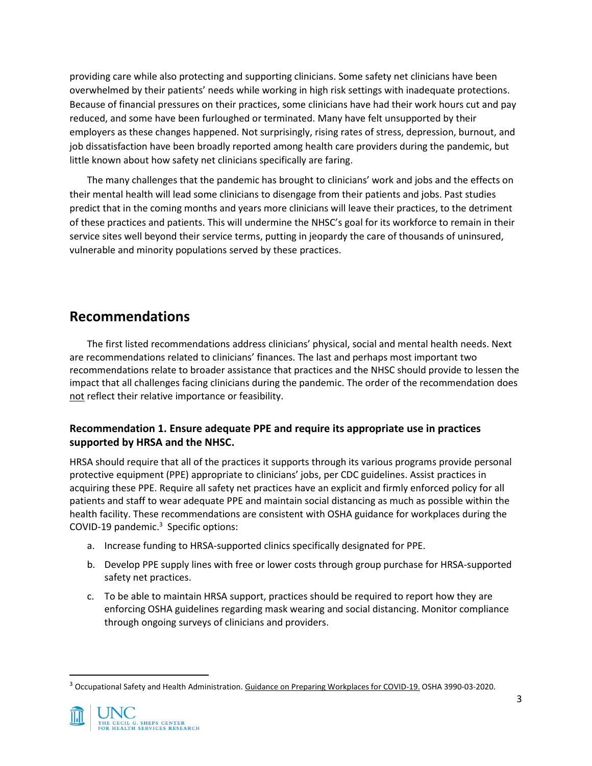providing care while also protecting and supporting clinicians. Some safety net clinicians have been overwhelmed by their patients' needs while working in high risk settings with inadequate protections. Because of financial pressures on their practices, some clinicians have had their work hours cut and pay reduced, and some have been furloughed or terminated. Many have felt unsupported by their employers as these changes happened. Not surprisingly, rising rates of stress, depression, burnout, and job dissatisfaction have been broadly reported among health care providers during the pandemic, but little known about how safety net clinicians specifically are faring.

The many challenges that the pandemic has brought to clinicians' work and jobs and the effects on their mental health will lead some clinicians to disengage from their patients and jobs. Past studies predict that in the coming months and years more clinicians will leave their practices, to the detriment of these practices and patients. This will undermine the NHSC's goal for its workforce to remain in their service sites well beyond their service terms, putting in jeopardy the care of thousands of uninsured, vulnerable and minority populations served by these practices.

## Recommendations

The first listed recommendations address clinicians' physical, social and mental health needs. Next are recommendations related to clinicians' finances. The last and perhaps most important two recommendations relate to broader assistance that practices and the NHSC should provide to lessen the impact that all challenges facing clinicians during the pandemic. The order of the recommendation does not reflect their relative importance or feasibility.

### Recommendation 1. Ensure adequate PPE and require its appropriate use in practices supported by HRSA and the NHSC.

HRSA should require that all of the practices it supports through its various programs provide personal protective equipment (PPE) appropriate to clinicians' jobs, per CDC guidelines. Assist practices in acquiring these PPE. Require all safety net practices have an explicit and firmly enforced policy for all patients and staff to wear adequate PPE and maintain social distancing as much as possible within the health facility. These recommendations are consistent with OSHA guidance for workplaces during the COVID-19 pandemic.[3] Specific options:

a. Increase funding to HRSA-supported clinics specifically designated for PPE.

b. Develop PPE supply lines with free or lower costs through group purchase for HRSA-supported safety net practices.

c. To be able to maintain HRSA support, practices should be required to report how they are enforcing OSHA guidelines regarding mask wearing and social distancing. Monitor compliance through ongoing surveys of clinicians and providers.

[3] Occupational Safety and Health Administration. Guidance on Preparing Workplaces for COVID-19. OSHA 3990-03-2020.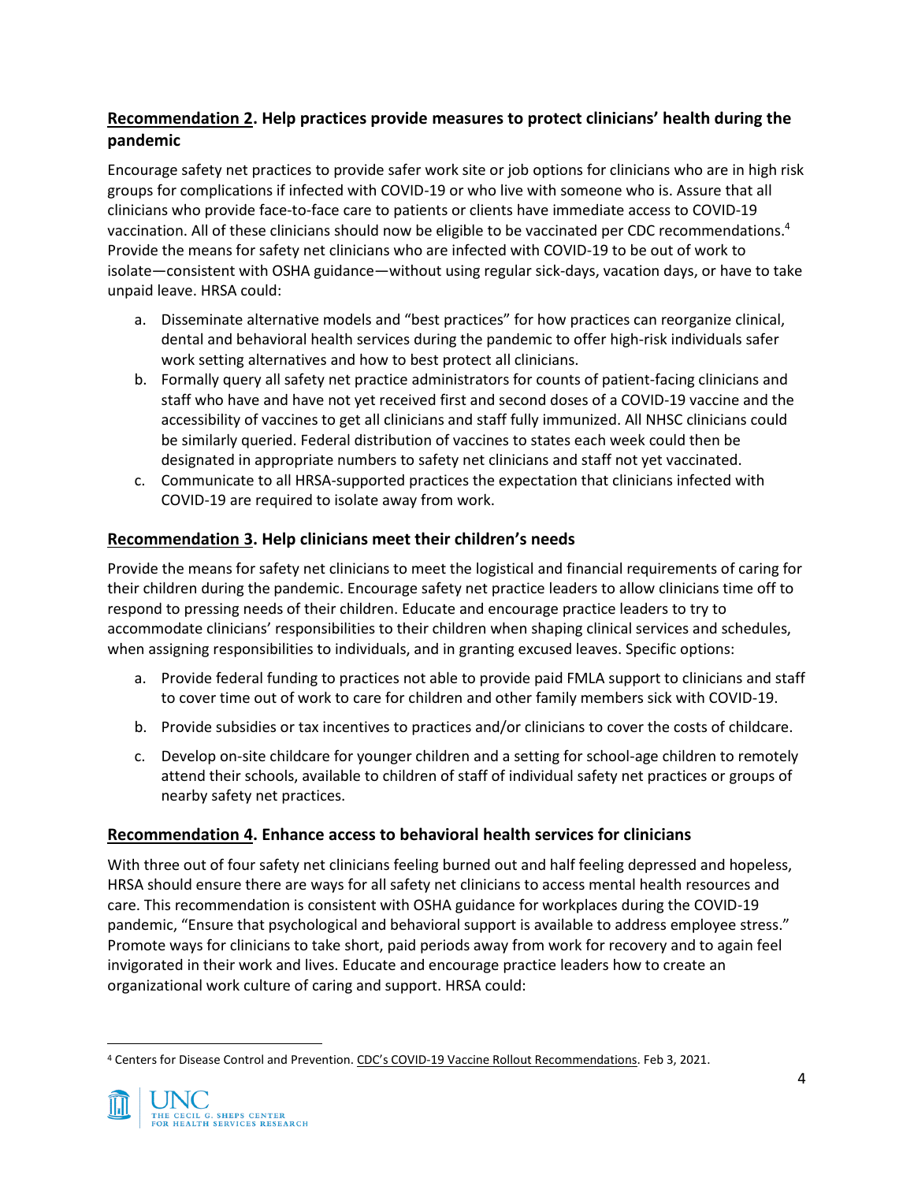### **Recommendation 2. Help practices provide measures to protect clinicians' health during the pandemic**

Encourage safety net practices to provide safer work site or job options for clinicians who are in high risk groups for complications if infected with COVID-19 or who live with someone who is. Assure that all clinicians who provide face-to-face care to patients or clients have immediate access to COVID-19 vaccination. All of these clinicians should now be eligible to be vaccinated per CDC recommendations.[4] Provide the means for safety net clinicians who are infected with COVID-19 to be out of work to isolate—consistent with OSHA guidance—without using regular sick-days, vacation days, or have to take unpaid leave. HRSA could:

a. Disseminate alternative models and "best practices" for how practices can reorganize clinical, dental and behavioral health services during the pandemic to offer high-risk individuals safer work setting alternatives and how to best protect all clinicians.
b. Formally query all safety net practice administrators for counts of patient-facing clinicians and staff who have and have not yet received first and second doses of a COVID-19 vaccine and the accessibility of vaccines to get all clinicians and staff fully immunized. All NHSC clinicians could be similarly queried. Federal distribution of vaccines to states each week could then be designated in appropriate numbers to safety net clinicians and staff not yet vaccinated.
c. Communicate to all HRSA-supported practices the expectation that clinicians infected with COVID-19 are required to isolate away from work.

### **Recommendation 3. Help clinicians meet their children's needs**

Provide the means for safety net clinicians to meet the logistical and financial requirements of caring for their children during the pandemic. Encourage safety net practice leaders to allow clinicians time off to respond to pressing needs of their children. Educate and encourage practice leaders to try to accommodate clinicians' responsibilities to their children when shaping clinical services and schedules, when assigning responsibilities to individuals, and in granting excused leaves. Specific options:

a. Provide federal funding to practices not able to provide paid FMLA support to clinicians and staff to cover time out of work to care for children and other family members sick with COVID-19.
b. Provide subsidies or tax incentives to practices and/or clinicians to cover the costs of childcare.
c. Develop on-site childcare for younger children and a setting for school-age children to remotely attend their schools, available to children of staff of individual safety net practices or groups of nearby safety net practices.

### **Recommendation 4. Enhance access to behavioral health services for clinicians**

With three out of four safety net clinicians feeling burned out and half feeling depressed and hopeless, HRSA should ensure there are ways for all safety net clinicians to access mental health resources and care. This recommendation is consistent with OSHA guidance for workplaces during the COVID-19 pandemic, "Ensure that psychological and behavioral support is available to address employee stress." Promote ways for clinicians to take short, paid periods away from work for recovery and to again feel invigorated in their work and lives. Educate and encourage practice leaders how to create an organizational work culture of caring and support. HRSA could:

---

[4] Centers for Disease Control and Prevention. CDC's COVID-19 Vaccine Rollout Recommendations. Feb 3, 2021.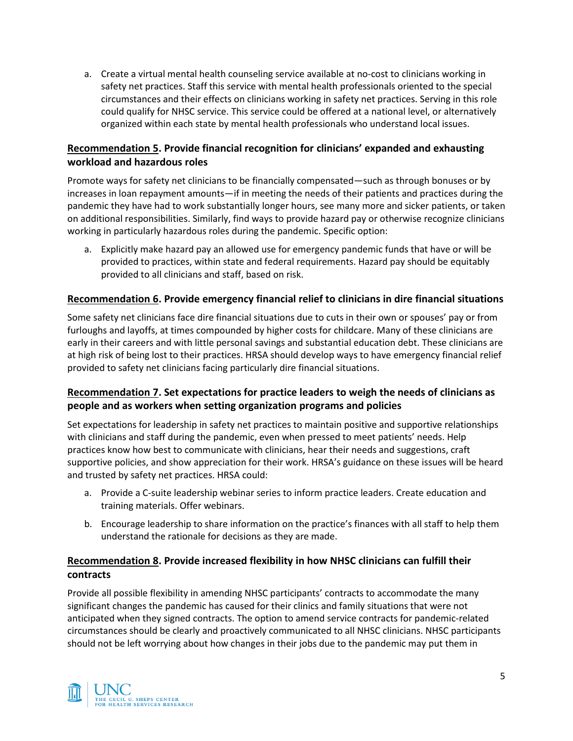a. Create a virtual mental health counseling service available at no-cost to clinicians working in safety net practices. Staff this service with mental health professionals oriented to the special circumstances and their effects on clinicians working in safety net practices. Serving in this role could qualify for NHSC service. This service could be offered at a national level, or alternatively organized within each state by mental health professionals who understand local issues.

### Recommendation 5. Provide financial recognition for clinicians' expanded and exhausting workload and hazardous roles

Promote ways for safety net clinicians to be financially compensated—such as through bonuses or by increases in loan repayment amounts—if in meeting the needs of their patients and practices during the pandemic they have had to work substantially longer hours, see many more and sicker patients, or taken on additional responsibilities. Similarly, find ways to provide hazard pay or otherwise recognize clinicians working in particularly hazardous roles during the pandemic. Specific option:

a. Explicitly make hazard pay an allowed use for emergency pandemic funds that have or will be provided to practices, within state and federal requirements. Hazard pay should be equitably provided to all clinicians and staff, based on risk.

### Recommendation 6. Provide emergency financial relief to clinicians in dire financial situations

Some safety net clinicians face dire financial situations due to cuts in their own or spouses' pay or from furloughs and layoffs, at times compounded by higher costs for childcare. Many of these clinicians are early in their careers and with little personal savings and substantial education debt. These clinicians are at high risk of being lost to their practices. HRSA should develop ways to have emergency financial relief provided to safety net clinicians facing particularly dire financial situations.

### Recommendation 7. Set expectations for practice leaders to weigh the needs of clinicians as people and as workers when setting organization programs and policies

Set expectations for leadership in safety net practices to maintain positive and supportive relationships with clinicians and staff during the pandemic, even when pressed to meet patients' needs. Help practices know how best to communicate with clinicians, hear their needs and suggestions, craft supportive policies, and show appreciation for their work. HRSA's guidance on these issues will be heard and trusted by safety net practices. HRSA could:

a. Provide a C-suite leadership webinar series to inform practice leaders. Create education and training materials. Offer webinars.

b. Encourage leadership to share information on the practice's finances with all staff to help them understand the rationale for decisions as they are made.

### Recommendation 8. Provide increased flexibility in how NHSC clinicians can fulfill their contracts

Provide all possible flexibility in amending NHSC participants' contracts to accommodate the many significant changes the pandemic has caused for their clinics and family situations that were not anticipated when they signed contracts. The option to amend service contracts for pandemic-related circumstances should be clearly and proactively communicated to all NHSC clinicians. NHSC participants should not be left worrying about how changes in their jobs due to the pandemic may put them in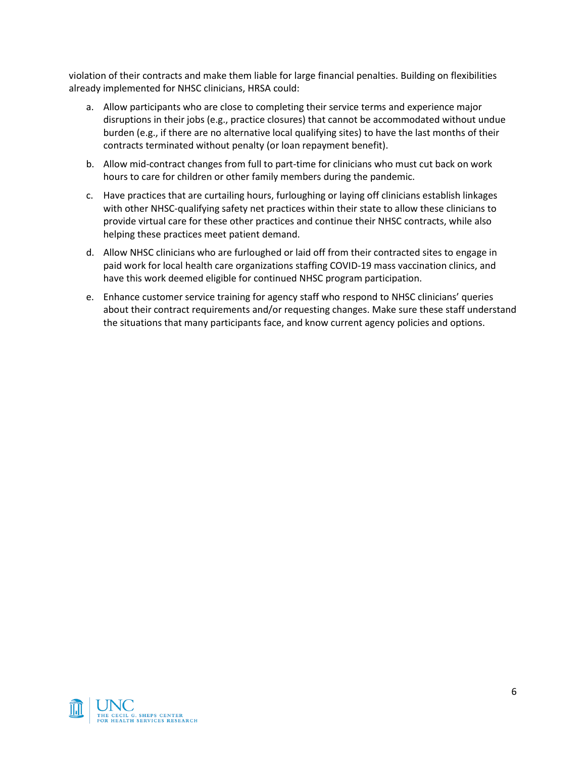violation of their contracts and make them liable for large financial penalties. Building on flexibilities already implemented for NHSC clinicians, HRSA could:

a. Allow participants who are close to completing their service terms and experience major disruptions in their jobs (e.g., practice closures) that cannot be accommodated without undue burden (e.g., if there are no alternative local qualifying sites) to have the last months of their contracts terminated without penalty (or loan repayment benefit).

b. Allow mid-contract changes from full to part-time for clinicians who must cut back on work hours to care for children or other family members during the pandemic.

c. Have practices that are curtailing hours, furloughing or laying off clinicians establish linkages with other NHSC-qualifying safety net practices within their state to allow these clinicians to provide virtual care for these other practices and continue their NHSC contracts, while also helping these practices meet patient demand.

d. Allow NHSC clinicians who are furloughed or laid off from their contracted sites to engage in paid work for local health care organizations staffing COVID-19 mass vaccination clinics, and have this work deemed eligible for continued NHSC program participation.

e. Enhance customer service training for agency staff who respond to NHSC clinicians' queries about their contract requirements and/or requesting changes. Make sure these staff understand the situations that many participants face, and know current agency policies and options.